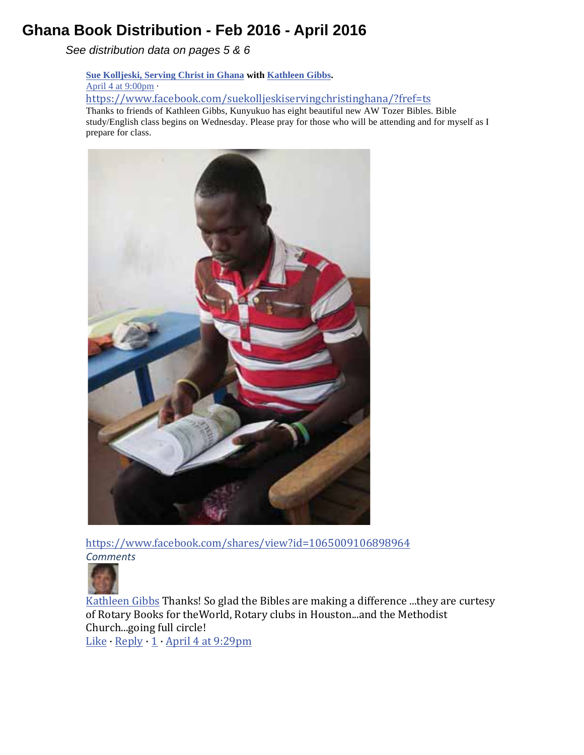# Ghana Book Distribution - Feb 2016 - April 2016

*See distribution data on pages 5 & 6*

**Sue Kolljeski, Serving Christ in Ghana** with **Kathleen Gibbs**.
April 4 at 9:00pm ·
https://www.facebook.com/suekolljeskiservingchristinghana/?fref=ts
Thanks to friends of Kathleen Gibbs, Kunyukuo has eight beautiful new AW Tozer Bibles. Bible study/English class begins on Wednesday. Please pray for those who will be attending and for myself as I prepare for class.

https://www.facebook.com/shares/view?id=1065009106898964

*Comments*

Kathleen Gibbs Thanks! So glad the Bibles are making a difference ...they are curtesy of Rotary Books for theWorld, Rotary clubs in Houston...and the Methodist Church...going full circle!
Like · Reply · 1 · April 4 at 9:29pm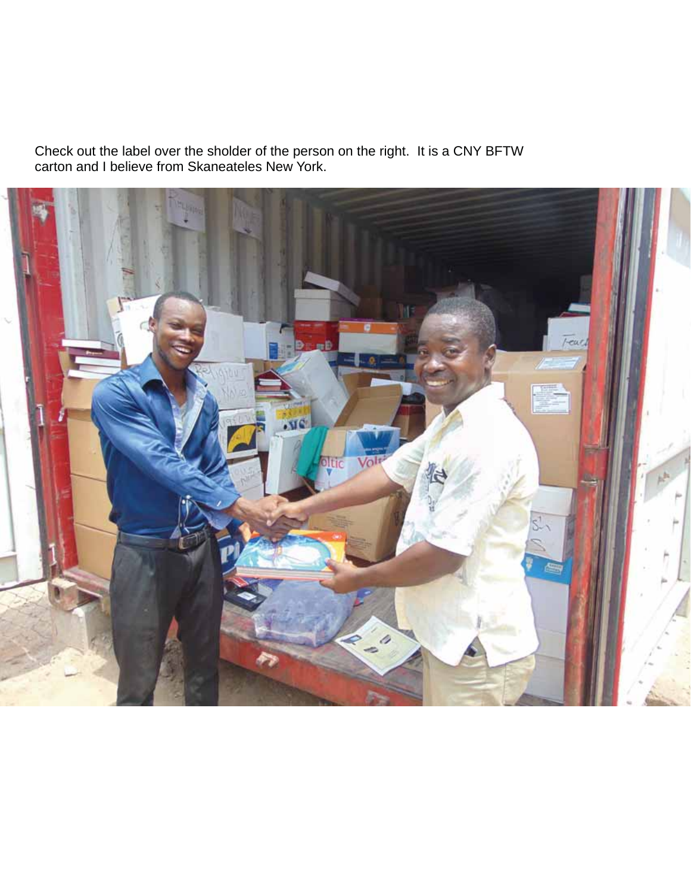Check out the label over the sholder of the person on the right.  It is a CNY BFTW carton and I believe from Skaneateles New York.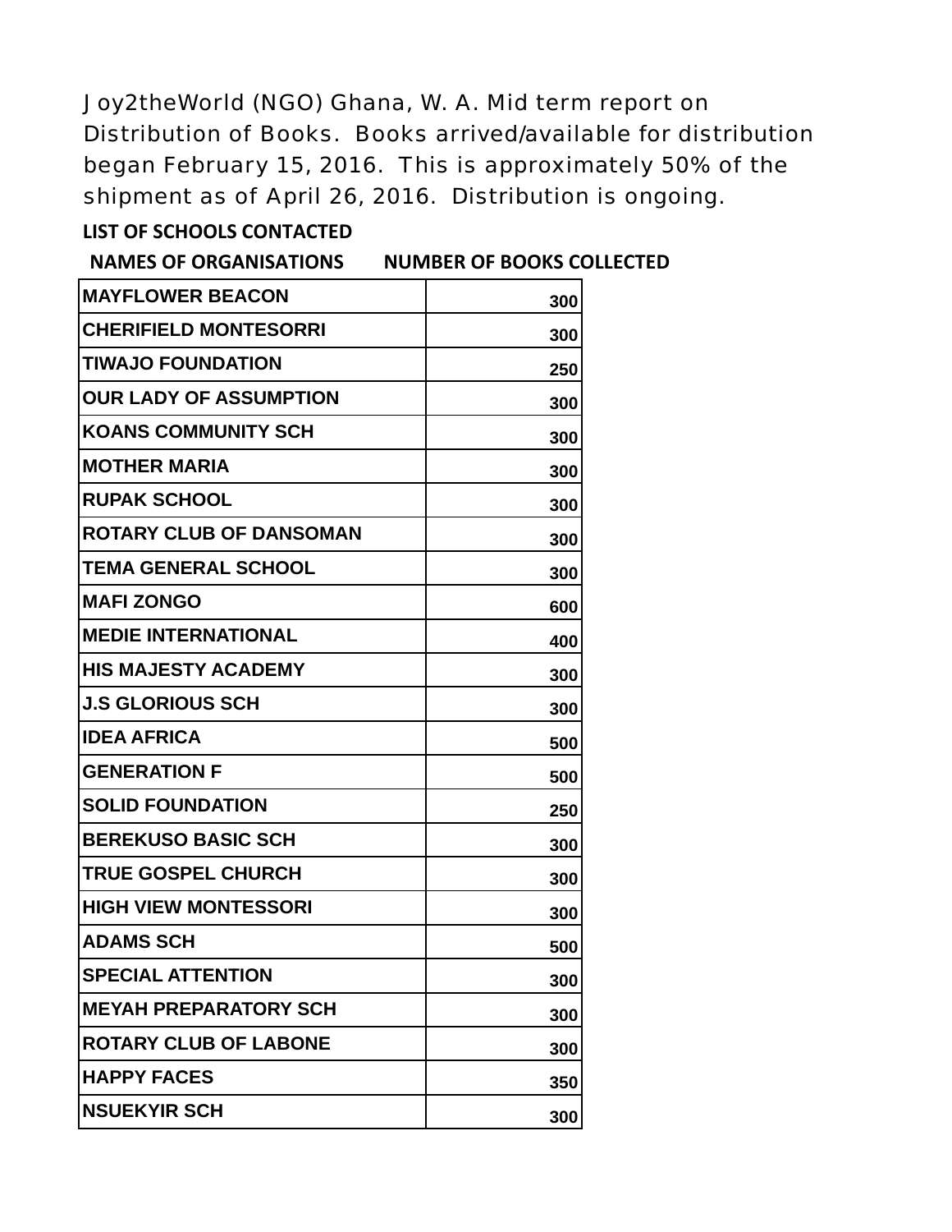Joy2theWorld (NGO) Ghana, W. A. Mid term report on Distribution of Books. Books arrived/available for distribution began February 15, 2016. This is approximately 50% of the shipment as of April 26, 2016. Distribution is ongoing.

**LIST OF SCHOOLS CONTACTED**

| NAMES OF ORGANISATIONS | NUMBER OF BOOKS COLLECTED |
|---|---|
| MAYFLOWER BEACON | 300 |
| CHERIFIELD MONTESORRI | 300 |
| TIWAJO FOUNDATION | 250 |
| OUR LADY OF ASSUMPTION | 300 |
| KOANS COMMUNITY SCH | 300 |
| MOTHER MARIA | 300 |
| RUPAK SCHOOL | 300 |
| ROTARY CLUB OF DANSOMAN | 300 |
| TEMA GENERAL SCHOOL | 300 |
| MAFI ZONGO | 600 |
| MEDIE INTERNATIONAL | 400 |
| HIS MAJESTY ACADEMY | 300 |
| J.S GLORIOUS SCH | 300 |
| IDEA AFRICA | 500 |
| GENERATION F | 500 |
| SOLID FOUNDATION | 250 |
| BEREKUSO BASIC SCH | 300 |
| TRUE GOSPEL CHURCH | 300 |
| HIGH VIEW MONTESSORI | 300 |
| ADAMS SCH | 500 |
| SPECIAL ATTENTION | 300 |
| MEYAH PREPARATORY SCH | 300 |
| ROTARY CLUB OF LABONE | 300 |
| HAPPY FACES | 350 |
| NSUEKYIR SCH | 300 |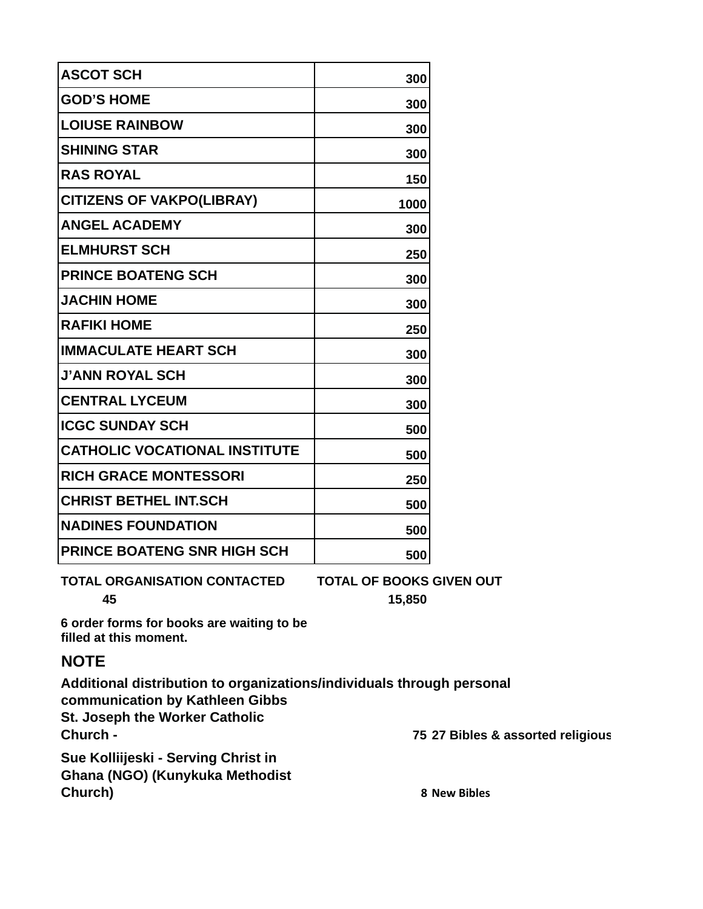| | |
|---|---|
| **ASCOT SCH** | **300** |
| **GOD’S HOME** | **300** |
| **LOIUSE RAINBOW** | **300** |
| **SHINING STAR** | **300** |
| **RAS ROYAL** | **150** |
| **CITIZENS OF VAKPO(LIBRAY)** | **1000** |
| **ANGEL ACADEMY** | **300** |
| **ELMHURST SCH** | **250** |
| **PRINCE BOATENG SCH** | **300** |
| **JACHIN HOME** | **300** |
| **RAFIKI HOME** | **250** |
| **IMMACULATE HEART SCH** | **300** |
| **J’ANN ROYAL SCH** | **300** |
| **CENTRAL LYCEUM** | **300** |
| **ICGC SUNDAY SCH** | **500** |
| **CATHOLIC VOCATIONAL INSTITUTE** | **500** |
| **RICH GRACE MONTESSORI** | **250** |
| **CHRIST BETHEL INT.SCH** | **500** |
| **NADINES FOUNDATION** | **500** |
| **PRINCE BOATENG SNR HIGH SCH** | **500** |

| **TOTAL ORGANISATION CONTACTED** | **TOTAL OF BOOKS GIVEN OUT** |
|---|---|
| **45** | **15,850** |

**6 order forms for books are waiting to be filled at this moment.**

## NOTE

**Additional distribution to organizations/individuals through personal communication by Kathleen Gibbs**

| | | |
|---|---|---|
| **St. Joseph the Worker Catholic Church -** | **75** | **27 Bibles & assorted religious** |
| **Sue Kolliijeski - Serving Christ in Ghana (NGO) (Kunykuka Methodist Church)** | **8** | **New Bibles** |